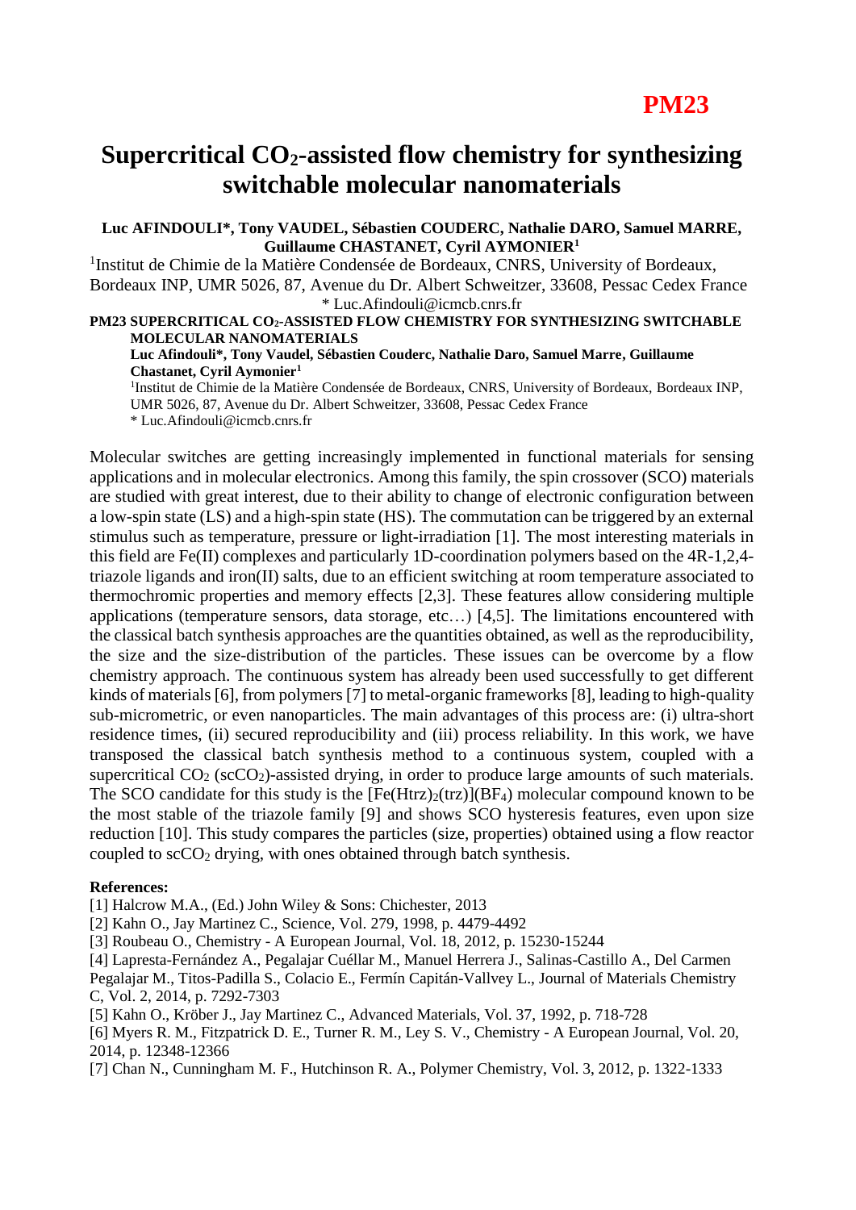**PM23**

# Supercritical $CO_2$-assisted flow chemistry for synthesizing switchable molecular nanomaterials

**Luc AFINDOULI*, Tony VAUDEL, Sébastien COUDERC, Nathalie DARO, Samuel MARRE, Guillaume CHASTANET, Cyril AYMONIER[1]**

[1]Institut de Chimie de la Matière Condensée de Bordeaux, CNRS, University of Bordeaux, Bordeaux INP, UMR 5026, 87, Avenue du Dr. Albert Schweitzer, 33608, Pessac Cedex France
* Luc.Afindouli@icmcb.cnrs.fr

**PM23 SUPERCRITICAL $CO_2$-ASSISTED FLOW CHEMISTRY FOR SYNTHESIZING SWITCHABLE MOLECULAR NANOMATERIALS**
**Luc Afindouli*, Tony Vaudel, Sébastien Couderc, Nathalie Daro, Samuel Marre, Guillaume Chastanet, Cyril Aymonier[1]**
[1]Institut de Chimie de la Matière Condensée de Bordeaux, CNRS, University of Bordeaux, Bordeaux INP, UMR 5026, 87, Avenue du Dr. Albert Schweitzer, 33608, Pessac Cedex France
* Luc.Afindouli@icmcb.cnrs.fr

Molecular switches are getting increasingly implemented in functional materials for sensing applications and in molecular electronics. Among this family, the spin crossover (SCO) materials are studied with great interest, due to their ability to change of electronic configuration between a low-spin state (LS) and a high-spin state (HS). The commutation can be triggered by an external stimulus such as temperature, pressure or light-irradiation [1]. The most interesting materials in this field are Fe(II) complexes and particularly 1D-coordination polymers based on the 4R-1,2,4-triazole ligands and iron(II) salts, due to an efficient switching at room temperature associated to thermochromic properties and memory effects [2,3]. These features allow considering multiple applications (temperature sensors, data storage, etc…) [4,5]. The limitations encountered with the classical batch synthesis approaches are the quantities obtained, as well as the reproducibility, the size and the size-distribution of the particles. These issues can be overcome by a flow chemistry approach. The continuous system has already been used successfully to get different kinds of materials [6], from polymers [7] to metal-organic frameworks [8], leading to high-quality sub-micrometric, or even nanoparticles. The main advantages of this process are: (i) ultra-short residence times, (ii) secured reproducibility and (iii) process reliability. In this work, we have transposed the classical batch synthesis method to a continuous system, coupled with a supercritical $CO_2$ ($scCO_2$)-assisted drying, in order to produce large amounts of such materials. The SCO candidate for this study is the $[Fe(Htrz)_2(trz)](BF_4)$ molecular compound known to be the most stable of the triazole family [9] and shows SCO hysteresis features, even upon size reduction [10]. This study compares the particles (size, properties) obtained using a flow reactor coupled to $scCO_2$ drying, with ones obtained through batch synthesis.

**References:**

[1] Halcrow M.A., (Ed.) John Wiley & Sons: Chichester, 2013
[2] Kahn O., Jay Martinez C., Science, Vol. 279, 1998, p. 4479-4492
[3] Roubeau O., Chemistry - A European Journal, Vol. 18, 2012, p. 15230-15244
[4] Lapresta-Fernández A., Pegalajar Cuéllar M., Manuel Herrera J., Salinas-Castillo A., Del Carmen Pegalajar M., Titos-Padilla S., Colacio E., Fermín Capitán-Vallvey L., Journal of Materials Chemistry C, Vol. 2, 2014, p. 7292-7303
[5] Kahn O., Kröber J., Jay Martinez C., Advanced Materials, Vol. 37, 1992, p. 718-728
[6] Myers R. M., Fitzpatrick D. E., Turner R. M., Ley S. V., Chemistry - A European Journal, Vol. 20, 2014, p. 12348-12366
[7] Chan N., Cunningham M. F., Hutchinson R. A., Polymer Chemistry, Vol. 3, 2012, p. 1322-1333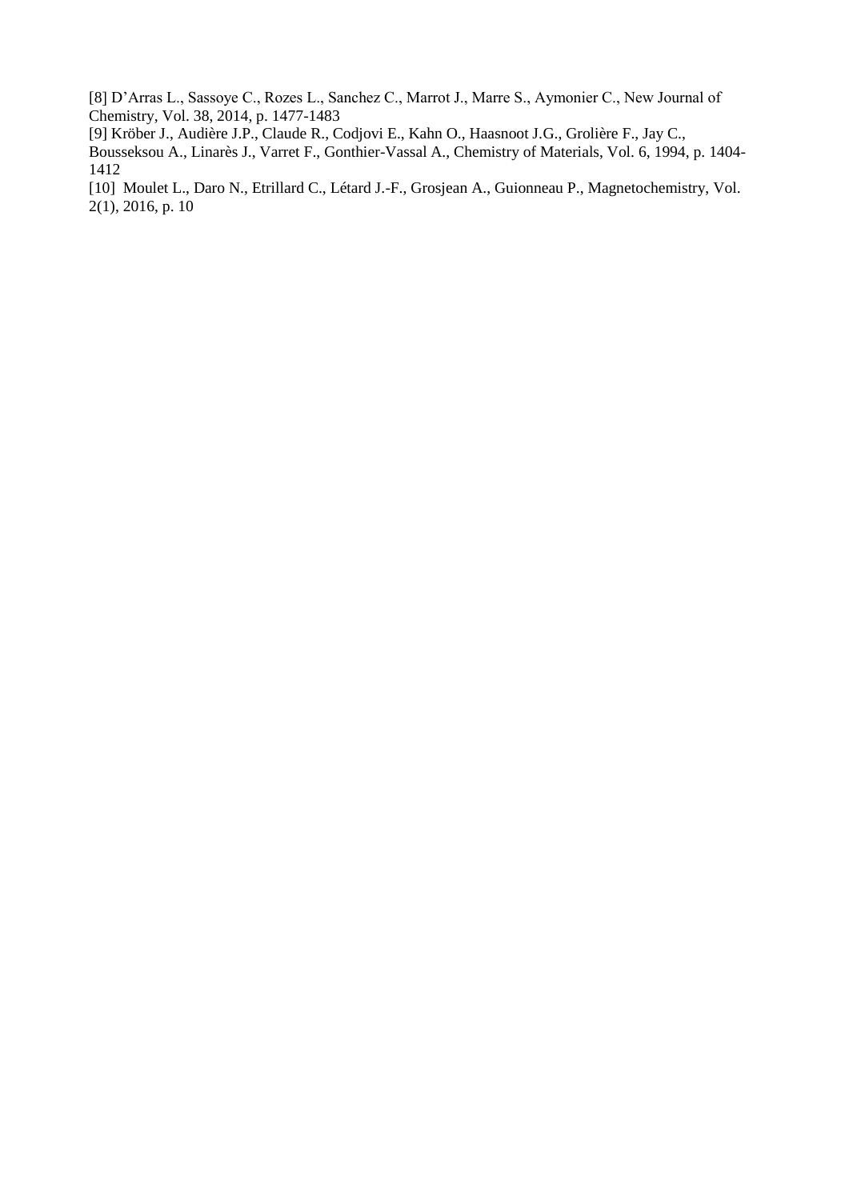[8] D'Arras L., Sassoye C., Rozes L., Sanchez C., Marrot J., Marre S., Aymonier C., New Journal of Chemistry, Vol. 38, 2014, p. 1477-1483

[9] Kröber J., Audière J.P., Claude R., Codjovi E., Kahn O., Haasnoot J.G., Grolière F., Jay C., Bousseksou A., Linarès J., Varret F., Gonthier-Vassal A., Chemistry of Materials, Vol. 6, 1994, p. 1404-1412

[10] Moulet L., Daro N., Etrillard C., Létard J.-F., Grosjean A., Guionneau P., Magnetochemistry, Vol. 2(1), 2016, p. 10